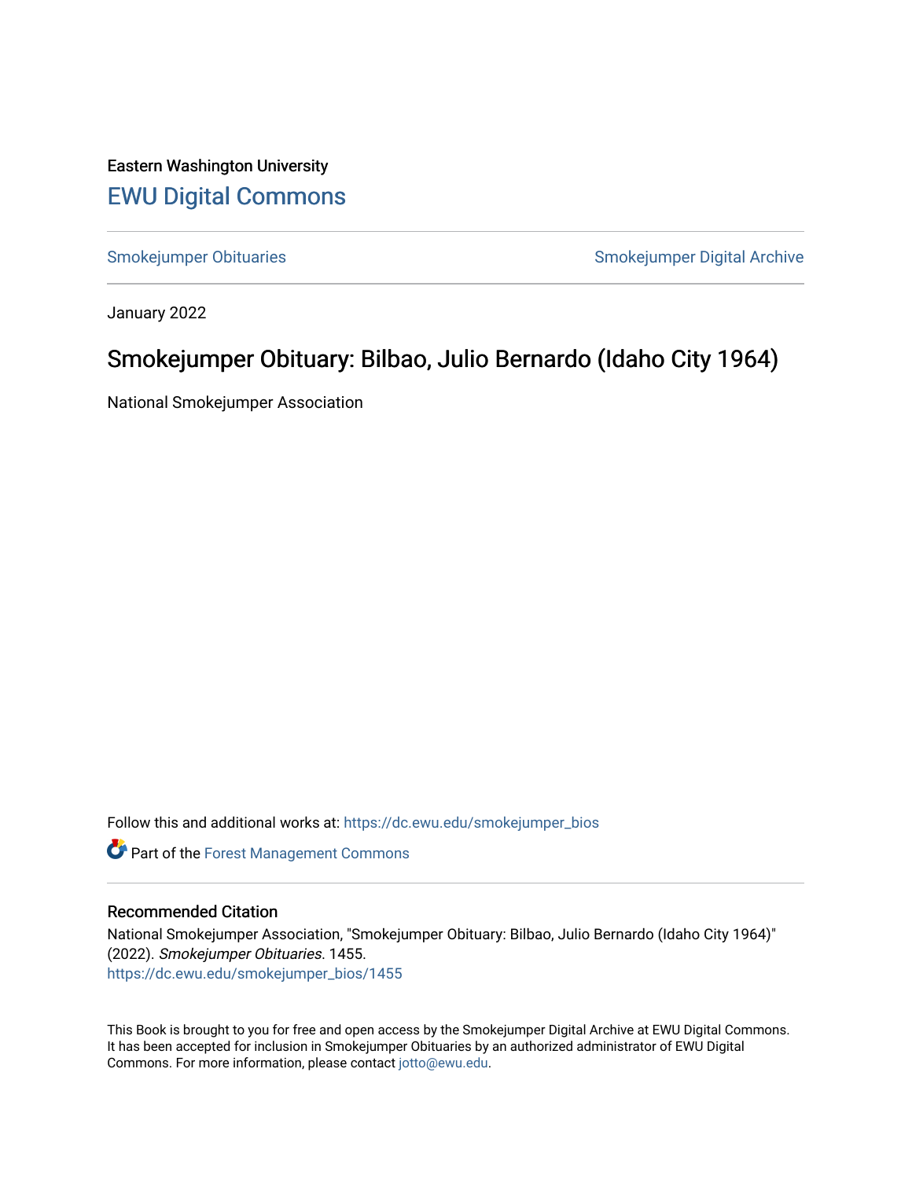Eastern Washington University

# EWU Digital Commons

Smokejumper Obituaries | Smokejumper Digital Archive

January 2022

## Smokejumper Obituary: Bilbao, Julio Bernardo (Idaho City 1964)

National Smokejumper Association

Follow this and additional works at: https://dc.ewu.edu/smokejumper_bios

Part of the Forest Management Commons

### Recommended Citation

National Smokejumper Association, "Smokejumper Obituary: Bilbao, Julio Bernardo (Idaho City 1964)" (2022). *Smokejumper Obituaries*. 1455.
https://dc.ewu.edu/smokejumper_bios/1455

This Book is brought to you for free and open access by the Smokejumper Digital Archive at EWU Digital Commons. It has been accepted for inclusion in Smokejumper Obituaries by an authorized administrator of EWU Digital Commons. For more information, please contact jotto@ewu.edu.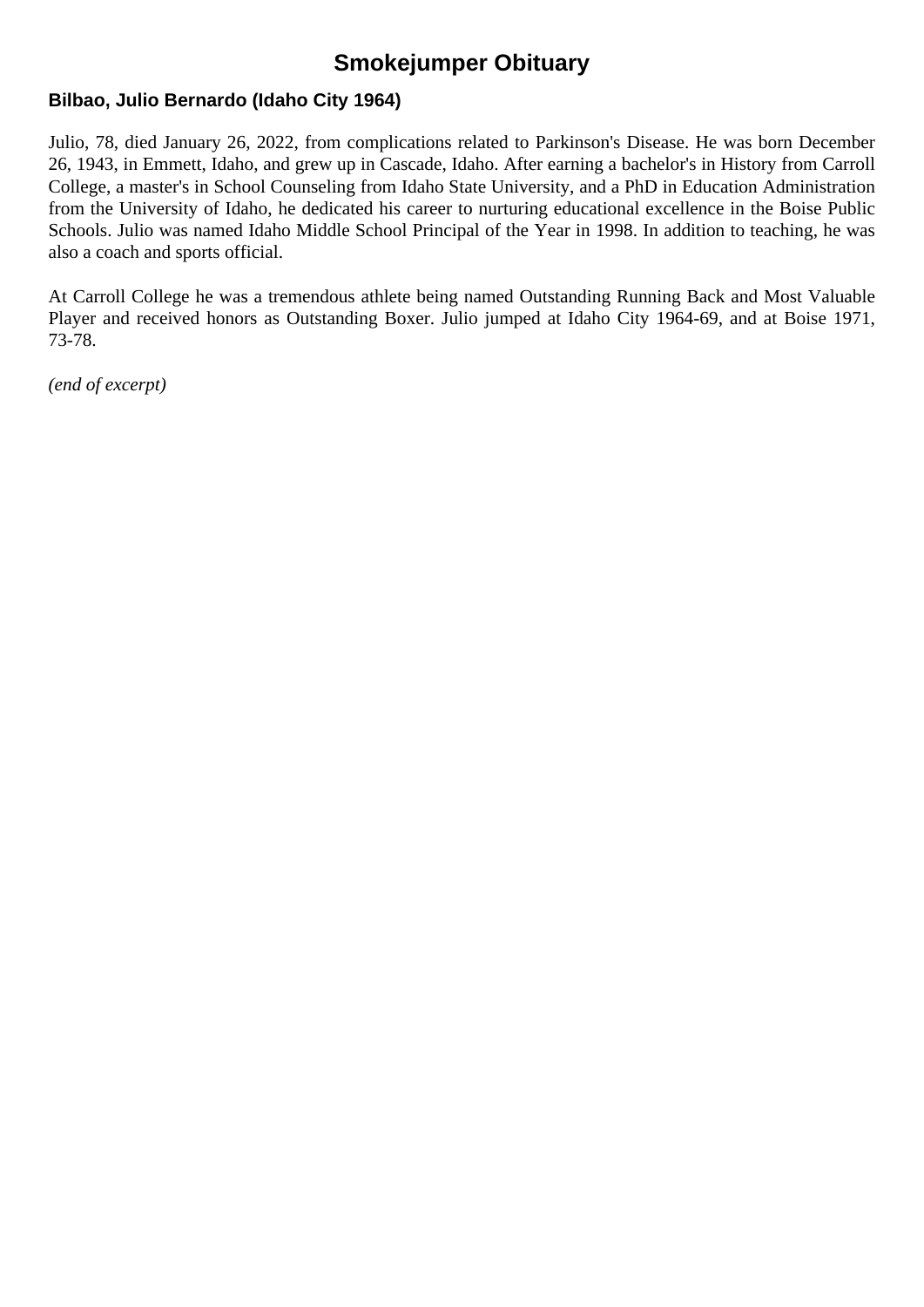# Smokejumper Obituary

### Bilbao, Julio Bernardo (Idaho City 1964)

Julio, 78, died January 26, 2022, from complications related to Parkinson's Disease. He was born December 26, 1943, in Emmett, Idaho, and grew up in Cascade, Idaho. After earning a bachelor's in History from Carroll College, a master's in School Counseling from Idaho State University, and a PhD in Education Administration from the University of Idaho, he dedicated his career to nurturing educational excellence in the Boise Public Schools. Julio was named Idaho Middle School Principal of the Year in 1998. In addition to teaching, he was also a coach and sports official.

At Carroll College he was a tremendous athlete being named Outstanding Running Back and Most Valuable Player and received honors as Outstanding Boxer. Julio jumped at Idaho City 1964-69, and at Boise 1971, 73-78.

*(end of excerpt)*